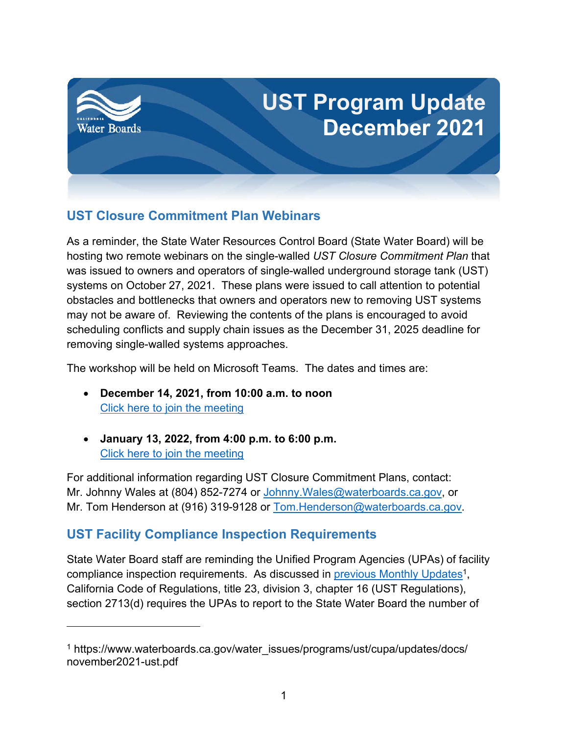# UST Program Update December 2021

## UST Closure Commitment Plan Webinars

As a reminder, the State Water Resources Control Board (State Water Board) will be hosting two remote webinars on the single-walled *UST Closure Commitment Plan* that was issued to owners and operators of single-walled underground storage tank (UST) systems on October 27, 2021. These plans were issued to call attention to potential obstacles and bottlenecks that owners and operators new to removing UST systems may not be aware of. Reviewing the contents of the plans is encouraged to avoid scheduling conflicts and supply chain issues as the December 31, 2025 deadline for removing single-walled systems approaches.

The workshop will be held on Microsoft Teams. The dates and times are:

- **December 14, 2021, from 10:00 a.m. to noon**
  Click here to join the meeting

- **January 13, 2022, from 4:00 p.m. to 6:00 p.m.**
  Click here to join the meeting

For additional information regarding UST Closure Commitment Plans, contact:
Mr. Johnny Wales at (804) 852-7274 or Johnny.Wales@waterboards.ca.gov, or
Mr. Tom Henderson at (916) 319-9128 or Tom.Henderson@waterboards.ca.gov.

## UST Facility Compliance Inspection Requirements

State Water Board staff are reminding the Unified Program Agencies (UPAs) of facility compliance inspection requirements. As discussed in previous Monthly Updates[1], California Code of Regulations, title 23, division 3, chapter 16 (UST Regulations), section 2713(d) requires the UPAs to report to the State Water Board the number of

[1] https://www.waterboards.ca.gov/water_issues/programs/ust/cupa/updates/docs/november2021-ust.pdf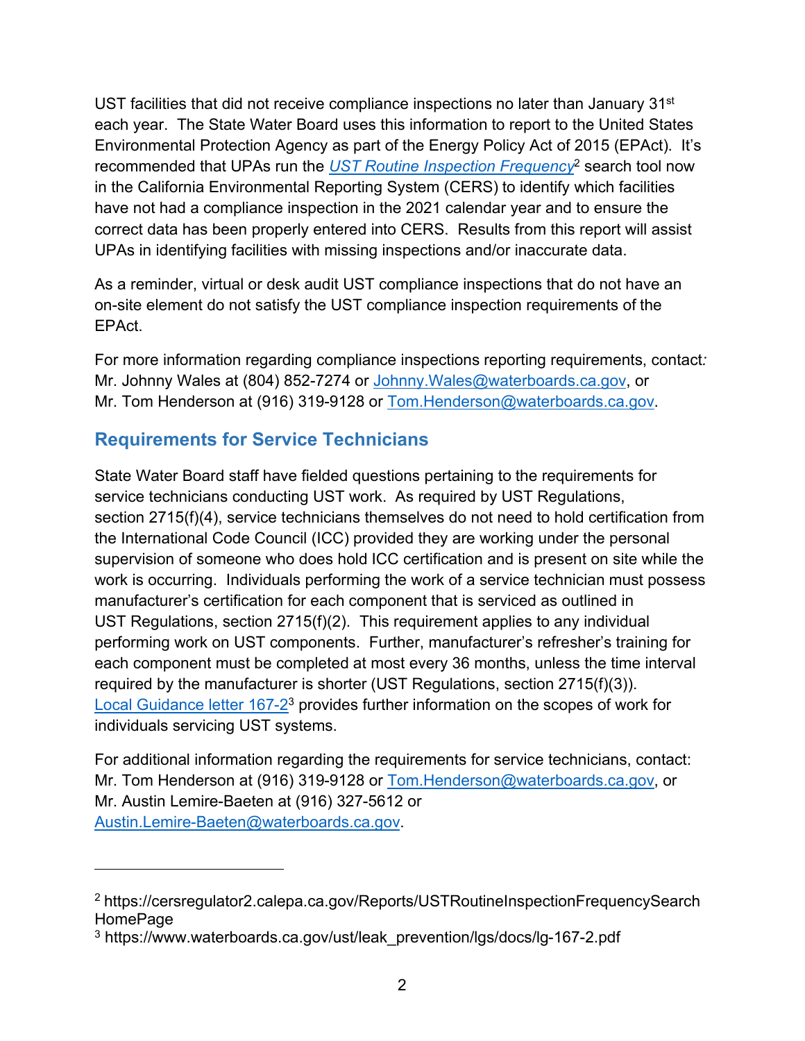UST facilities that did not receive compliance inspections no later than January 31st each year. The State Water Board uses this information to report to the United States Environmental Protection Agency as part of the Energy Policy Act of 2015 (EPAct). It's recommended that UPAs run the *UST Routine Inspection Frequency*[2] search tool now in the California Environmental Reporting System (CERS) to identify which facilities have not had a compliance inspection in the 2021 calendar year and to ensure the correct data has been properly entered into CERS. Results from this report will assist UPAs in identifying facilities with missing inspections and/or inaccurate data.

As a reminder, virtual or desk audit UST compliance inspections that do not have an on-site element do not satisfy the UST compliance inspection requirements of the EPAct.

For more information regarding compliance inspections reporting requirements, contact*:*
Mr. Johnny Wales at (804) 852-7274 or Johnny.Wales@waterboards.ca.gov, or
Mr. Tom Henderson at (916) 319-9128 or Tom.Henderson@waterboards.ca.gov.

## Requirements for Service Technicians

State Water Board staff have fielded questions pertaining to the requirements for service technicians conducting UST work. As required by UST Regulations, section 2715(f)(4), service technicians themselves do not need to hold certification from the International Code Council (ICC) provided they are working under the personal supervision of someone who does hold ICC certification and is present on site while the work is occurring. Individuals performing the work of a service technician must possess manufacturer's certification for each component that is serviced as outlined in UST Regulations, section 2715(f)(2). This requirement applies to any individual performing work on UST components. Further, manufacturer's refresher's training for each component must be completed at most every 36 months, unless the time interval required by the manufacturer is shorter (UST Regulations, section 2715(f)(3)). Local Guidance letter 167-2[3] provides further information on the scopes of work for individuals servicing UST systems.

For additional information regarding the requirements for service technicians, contact:
Mr. Tom Henderson at (916) 319-9128 or Tom.Henderson@waterboards.ca.gov, or
Mr. Austin Lemire-Baeten at (916) 327-5612 or
Austin.Lemire-Baeten@waterboards.ca.gov.

---

[2] https://cersregulator2.calepa.ca.gov/Reports/USTRoutineInspectionFrequencySearchHomePage

[3] https://www.waterboards.ca.gov/ust/leak_prevention/lgs/docs/lg-167-2.pdf